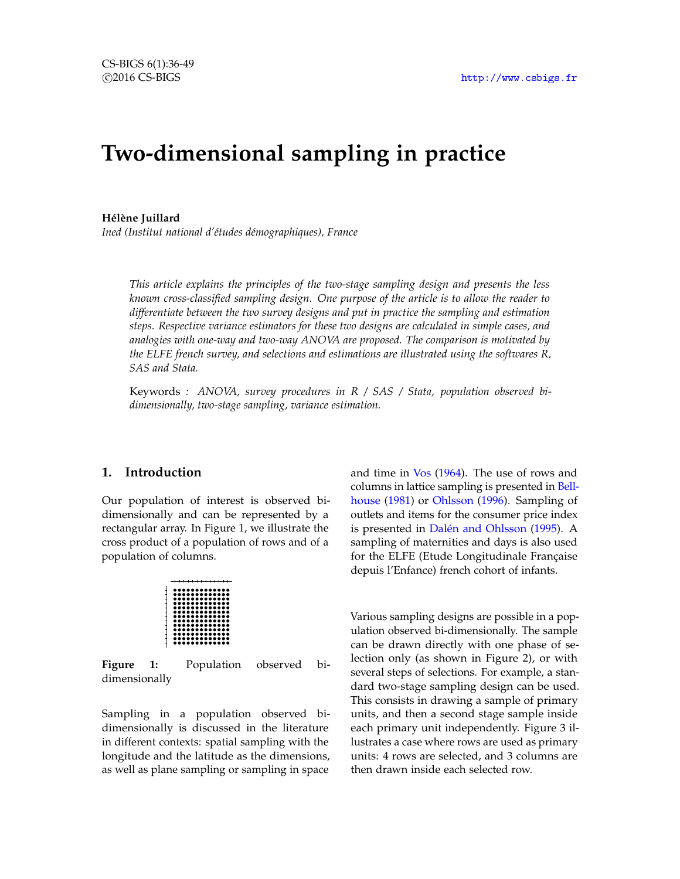# Two-dimensional sampling in practice

**Hélène Juillard**
*Ined (Institut national d'études démographiques), France*

*This article explains the principles of the two-stage sampling design and presents the less known cross-classified sampling design. One purpose of the article is to allow the reader to differentiate between the two survey designs and put in practice the sampling and estimation steps. Respective variance estimators for these two designs are calculated in simple cases, and analogies with one-way and two-way ANOVA are proposed. The comparison is motivated by the ELFE french survey, and selections and estimations are illustrated using the softwares R, SAS and Stata.*

Keywords *: ANOVA, survey procedures in R / SAS / Stata, population observed bi-dimensionally, two-stage sampling, variance estimation.*

## 1. Introduction

Our population of interest is observed bi-dimensionally and can be represented by a rectangular array. In Figure 1, we illustrate the cross product of a population of rows and of a population of columns.

**Figure 1:** Population observed bi-dimensionally

Sampling in a population observed bi-dimensionally is discussed in the literature in different contexts: spatial sampling with the longitude and the latitude as the dimensions, as well as plane sampling or sampling in space and time in Vos (1964). The use of rows and columns in lattice sampling is presented in Bellhouse (1981) or Ohlsson (1996). Sampling of outlets and items for the consumer price index is presented in Dalén and Ohlsson (1995). A sampling of maternities and days is also used for the ELFE (Etude Longitudinale Française depuis l'Enfance) french cohort of infants.

Various sampling designs are possible in a population observed bi-dimensionally. The sample can be drawn directly with one phase of selection only (as shown in Figure 2), or with several steps of selections. For example, a standard two-stage sampling design can be used. This consists in drawing a sample of primary units, and then a second stage sample inside each primary unit independently. Figure 3 illustrates a case where rows are used as primary units: 4 rows are selected, and 3 columns are then drawn inside each selected row.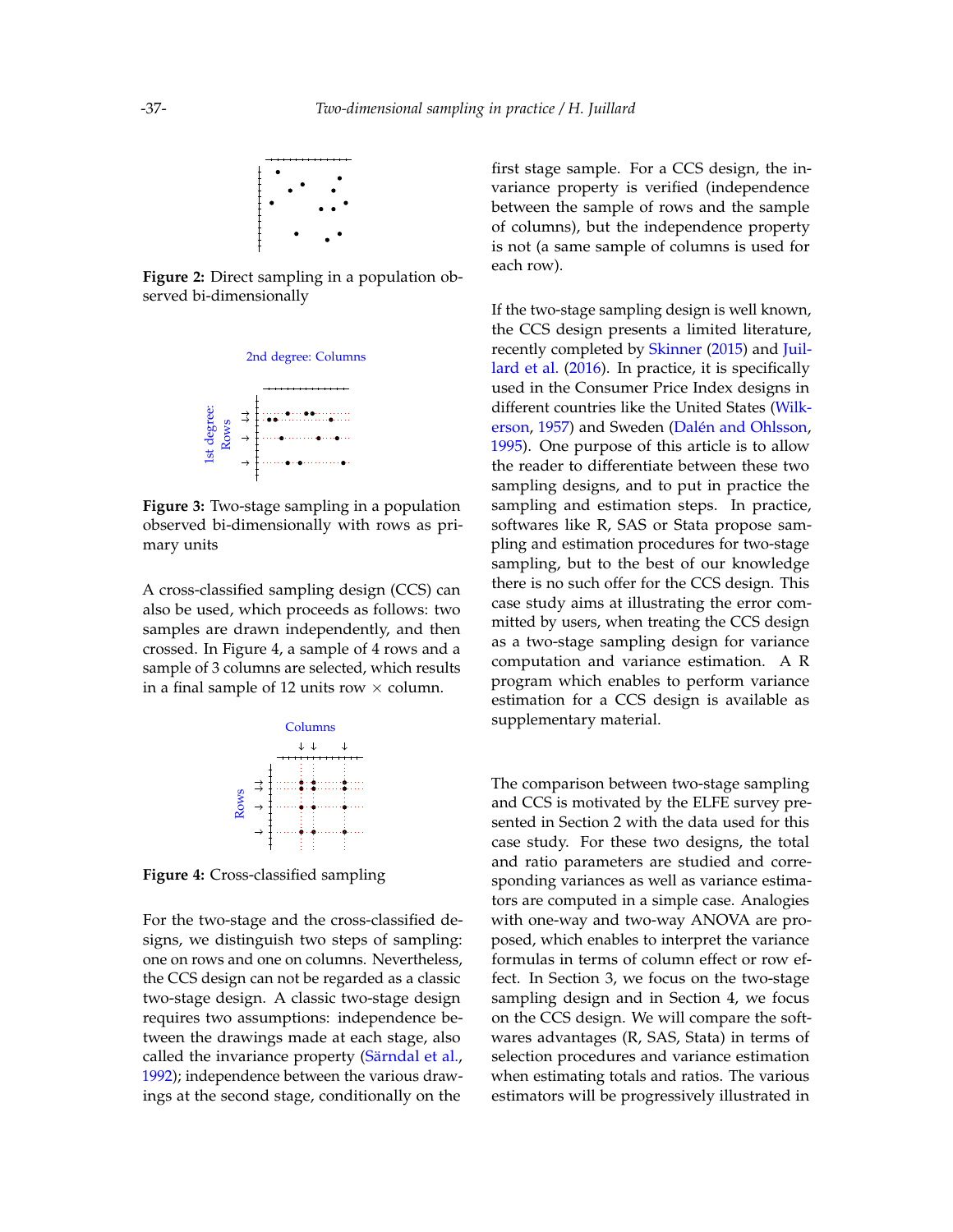Figure 2: Direct sampling in a population observed bi-dimensionally

Figure 3: Two-stage sampling in a population observed bi-dimensionally with rows as primary units

A cross-classified sampling design (CCS) can also be used, which proceeds as follows: two samples are drawn independently, and then crossed. In Figure 4, a sample of 4 rows and a sample of 3 columns are selected, which results in a final sample of 12 units row × column.

Figure 4: Cross-classified sampling

For the two-stage and the cross-classified designs, we distinguish two steps of sampling: one on rows and one on columns. Nevertheless, the CCS design can not be regarded as a classic two-stage design. A classic two-stage design requires two assumptions: independence between the drawings made at each stage, also called the invariance property (Särndal et al., 1992); independence between the various drawings at the second stage, conditionally on the first stage sample. For a CCS design, the invariance property is verified (independence between the sample of rows and the sample of columns), but the independence property is not (a same sample of columns is used for each row).

If the two-stage sampling design is well known, the CCS design presents a limited literature, recently completed by Skinner (2015) and Juillard et al. (2016). In practice, it is specifically used in the Consumer Price Index designs in different countries like the United States (Wilkerson, 1957) and Sweden (Dalén and Ohlsson, 1995). One purpose of this article is to allow the reader to differentiate between these two sampling designs, and to put in practice the sampling and estimation steps. In practice, softwares like R, SAS or Stata propose sampling and estimation procedures for two-stage sampling, but to the best of our knowledge there is no such offer for the CCS design. This case study aims at illustrating the error committed by users, when treating the CCS design as a two-stage sampling design for variance computation and variance estimation. A R program which enables to perform variance estimation for a CCS design is available as supplementary material.

The comparison between two-stage sampling and CCS is motivated by the ELFE survey presented in Section 2 with the data used for this case study. For these two designs, the total and ratio parameters are studied and corresponding variances as well as variance estimators are computed in a simple case. Analogies with one-way and two-way ANOVA are proposed, which enables to interpret the variance formulas in terms of column effect or row effect. In Section 3, we focus on the two-stage sampling design and in Section 4, we focus on the CCS design. We will compare the softwares advantages (R, SAS, Stata) in terms of selection procedures and variance estimation when estimating totals and ratios. The various estimators will be progressively illustrated in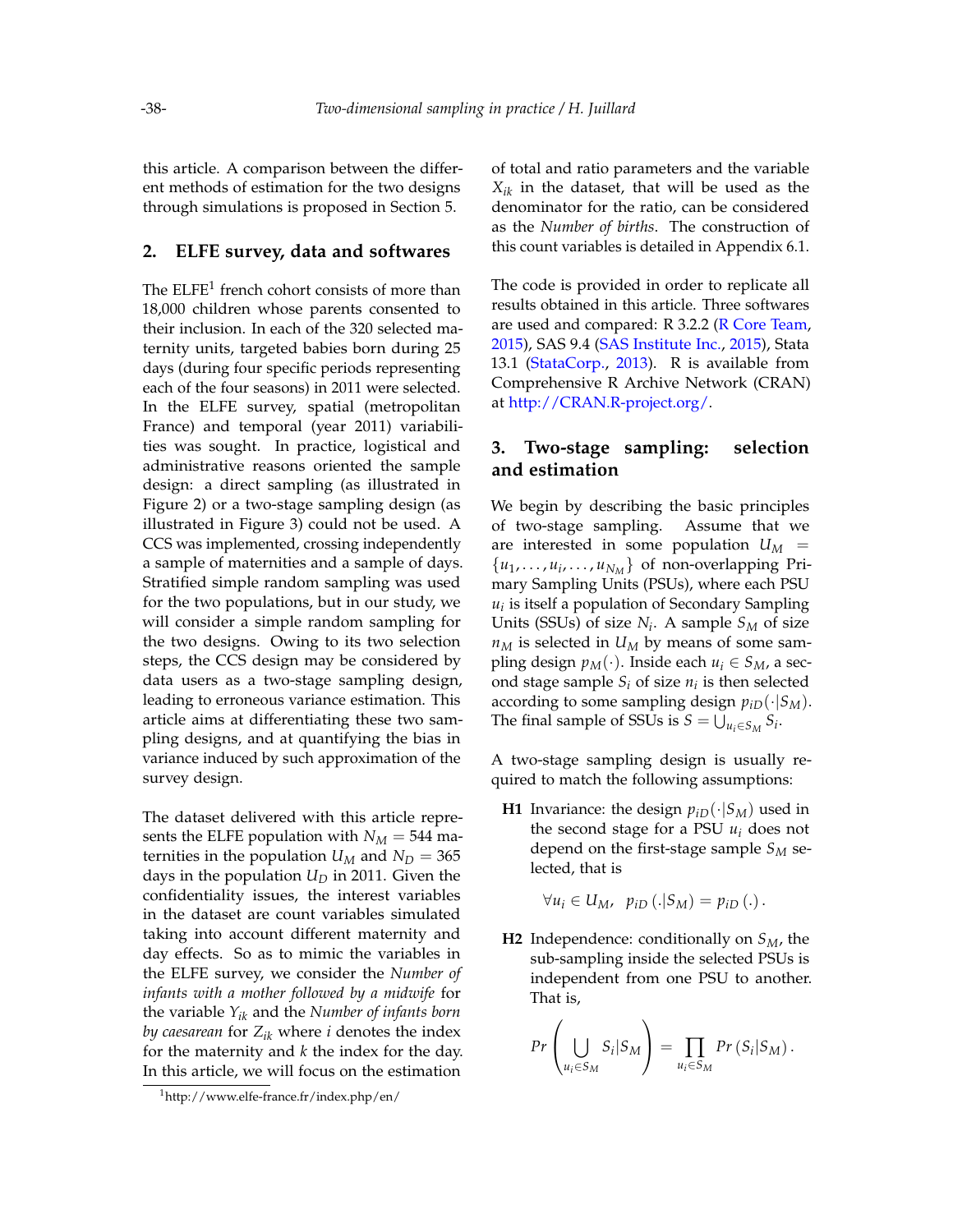this article. A comparison between the different methods of estimation for the two designs through simulations is proposed in Section 5.

## 2. ELFE survey, data and softwares

The ELFE[1] french cohort consists of more than 18,000 children whose parents consented to their inclusion. In each of the 320 selected maternity units, targeted babies born during 25 days (during four specific periods representing each of the four seasons) in 2011 were selected. In the ELFE survey, spatial (metropolitan France) and temporal (year 2011) variabilities was sought. In practice, logistical and administrative reasons oriented the sample design: a direct sampling (as illustrated in Figure 2) or a two-stage sampling design (as illustrated in Figure 3) could not be used. A CCS was implemented, crossing independently a sample of maternities and a sample of days. Stratified simple random sampling was used for the two populations, but in our study, we will consider a simple random sampling for the two designs. Owing to its two selection steps, the CCS design may be considered by data users as a two-stage sampling design, leading to erroneous variance estimation. This article aims at differentiating these two sampling designs, and at quantifying the bias in variance induced by such approximation of the survey design.

The dataset delivered with this article represents the ELFE population with $N_M = 544$ maternities in the population $U_M$ and $N_D = 365$ days in the population $U_D$ in 2011. Given the confidentiality issues, the interest variables in the dataset are count variables simulated taking into account different maternity and day effects. So as to mimic the variables in the ELFE survey, we consider the *Number of infants with a mother followed by a midwife* for the variable $Y_{ik}$ and the *Number of infants born by caesarean* for $Z_{ik}$ where $i$ denotes the index for the maternity and $k$ the index for the day. In this article, we will focus on the estimation of total and ratio parameters and the variable $X_{ik}$ in the dataset, that will be used as the denominator for the ratio, can be considered as the *Number of births*. The construction of this count variables is detailed in Appendix 6.1.

The code is provided in order to replicate all results obtained in this article. Three softwares are used and compared: R 3.2.2 (R Core Team, 2015), SAS 9.4 (SAS Institute Inc., 2015), Stata 13.1 (StataCorp., 2013). R is available from Comprehensive R Archive Network (CRAN) at http://CRAN.R-project.org/.

[1] http://www.elfe-france.fr/index.php/en/

## 3. Two-stage sampling: selection and estimation

We begin by describing the basic principles of two-stage sampling. Assume that we are interested in some population $U_M = \{u_1, \ldots, u_i, \ldots, u_{N_M}\}$ of non-overlapping Primary Sampling Units (PSUs), where each PSU $u_i$ is itself a population of Secondary Sampling Units (SSUs) of size $N_i$. A sample $S_M$ of size $n_M$ is selected in $U_M$ by means of some sampling design $p_M(\cdot)$. Inside each $u_i \in S_M$, a second stage sample $S_i$ of size $n_i$ is then selected according to some sampling design $p_{iD}(\cdot|S_M)$. The final sample of SSUs is $S = \bigcup_{u_i \in S_M} S_i$.

A two-stage sampling design is usually required to match the following assumptions:

**H1** Invariance: the design $p_{iD}(\cdot|S_M)$ used in the second stage for a PSU $u_i$ does not depend on the first-stage sample $S_M$ selected, that is

$$\forall u_i \in U_M, \;\; p_{iD}\left(.|S_M\right) = p_{iD}\left(.\right).$$

**H2** Independence: conditionally on $S_M$, the sub-sampling inside the selected PSUs is independent from one PSU to another. That is,

$$Pr\left(\bigcup_{u_i \in S_M} S_i | S_M\right) = \prod_{u_i \in S_M} Pr\left(S_i | S_M\right).$$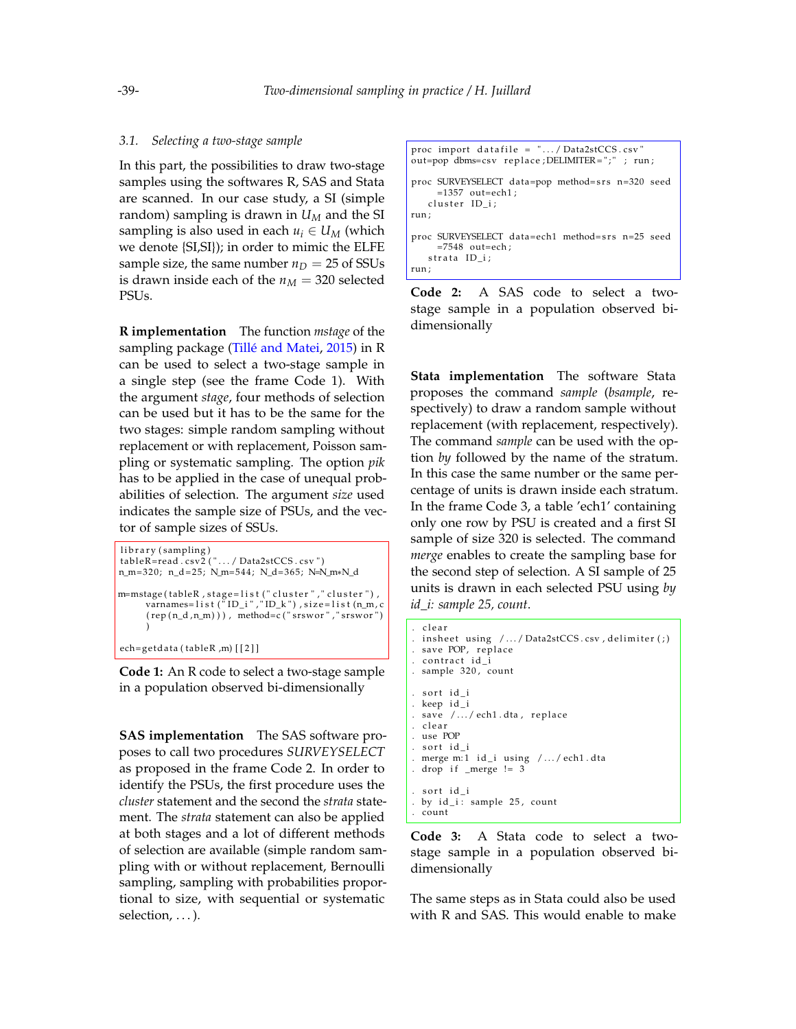### 3.1. Selecting a two-stage sample

In this part, the possibilities to draw two-stage samples using the softwares R, SAS and Stata are scanned. In our case study, a SI (simple random) sampling is drawn in $U_M$ and the SI sampling is also used in each $u_i \in U_M$ (which we denote {SI,SI}); in order to mimic the ELFE sample size, the same number $n_D = 25$ of SSUs is drawn inside each of the $n_M = 320$ selected PSUs.

**R implementation** The function *mstage* of the sampling package (Tillé and Matei, 2015) in R can be used to select a two-stage sample in a single step (see the frame Code 1). With the argument *stage*, four methods of selection can be used but it has to be the same for the two stages: simple random sampling without replacement or with replacement, Poisson sampling or systematic sampling. The option *pik* has to be applied in the case of unequal probabilities of selection. The argument *size* used indicates the sample size of PSUs, and the vector of sample sizes of SSUs.

```
library(sampling)
tableR=read.csv2("..../Data2stCCS.csv")
n_m=320; n_d=25; N_m=544; N_d=365; N=N_m*N_d

m=mstage(tableR, stage=list("cluster","cluster"),
      varnames=list("ID_i","ID_k"),size=list(n_m,c
      (rep(n_d,n_m))), method=c("srswor","srswor")
      )

ech=getdata(tableR,m)[[2]]
```

**Code 1:** An R code to select a two-stage sample in a population observed bi-dimensionally

**SAS implementation** The SAS software proposes to call two procedures *SURVEYSELECT* as proposed in the frame Code 2. In order to identify the PSUs, the first procedure uses the *cluster* statement and the second the *strata* statement. The *strata* statement can also be applied at both stages and a lot of different methods of selection are available (simple random sampling with or without replacement, Bernoulli sampling, sampling with probabilities proportional to size, with sequential or systematic selection, ...).

```
proc import datafile = "..../Data2stCCS.csv"
out=pop dbms=csv replace;DELIMITER=";" ; run;

proc SURVEYSELECT data=pop method=srs n=320 seed
     =1357 out=ech1;
   cluster ID_i;
run;

proc SURVEYSELECT data=ech1 method=srs n=25 seed
     =7548 out=ech;
   strata ID_i;
run;
```

**Code 2:** A SAS code to select a two-stage sample in a population observed bi-dimensionally

**Stata implementation** The software Stata proposes the command *sample* (*bsample*, respectively) to draw a random sample without replacement (with replacement, respectively). The command *sample* can be used with the option *by* followed by the name of the stratum. In this case the same number or the same percentage of units is drawn inside each stratum. In the frame Code 3, a table 'ech1' containing only one row by PSU is created and a first SI sample of size 320 is selected. The command *merge* enables to create the sampling base for the second step of selection. A SI sample of 25 units is drawn in each selected PSU using *by id_i: sample 25, count*.

```
. clear
. insheet using /.../Data2stCCS.csv, delimiter(;)
. save POP, replace
. contract id_i
. sample 320, count

. sort id_i
. keep id_i
. save /.../ech1.dta, replace
. clear
. use POP
. sort id_i
. merge m:1 id_i using /.../ech1.dta
. drop if _merge != 3

. sort id_i
. by id_i: sample 25, count
. count
```

**Code 3:** A Stata code to select a two-stage sample in a population observed bi-dimensionally

The same steps as in Stata could also be used with R and SAS. This would enable to make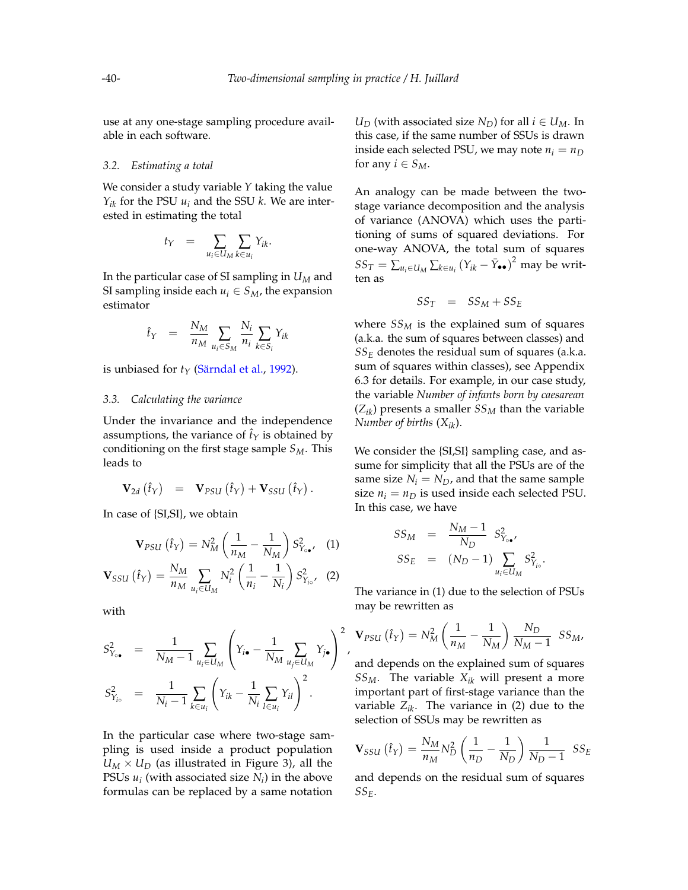use at any one-stage sampling procedure available in each software.

### 3.2. Estimating a total

We consider a study variable $Y$ taking the value $Y_{ik}$ for the PSU $u_i$ and the SSU $k$. We are interested in estimating the total

$$t_Y = \sum_{u_i \in U_M} \sum_{k \in u_i} Y_{ik}.$$

In the particular case of SI sampling in $U_M$ and SI sampling inside each $u_i \in S_M$, the expansion estimator

$$\hat{t}_Y = \frac{N_M}{n_M} \sum_{u_i \in S_M} \frac{N_i}{n_i} \sum_{k \in S_i} Y_{ik}$$

is unbiased for $t_Y$ (Särndal et al., 1992).

### 3.3. Calculating the variance

Under the invariance and the independence assumptions, the variance of $\hat{t}_Y$ is obtained by conditioning on the first stage sample $S_M$. This leads to

$$\mathbf{V}_{2d}\left(\hat{t}_Y\right) = \mathbf{V}_{PSU}\left(\hat{t}_Y\right) + \mathbf{V}_{SSU}\left(\hat{t}_Y\right).$$

In case of {SI,SI}, we obtain

$$\mathbf{V}_{PSU}\left(\hat{t}_Y\right) = N_M^2 \left(\frac{1}{n_M} - \frac{1}{N_M}\right) S^2_{Y_{\circ\bullet}}, \quad (1)$$

$$\mathbf{V}_{SSU}\left(\hat{t}_Y\right) = \frac{N_M}{n_M} \sum_{u_i \in U_M} N_i^2 \left(\frac{1}{n_i} - \frac{1}{N_i}\right) S^2_{Y_{i\circ}}, \quad (2)$$

with

$$S^2_{Y_{\circ\bullet}} = \frac{1}{N_M - 1} \sum_{u_i \in U_M} \left(Y_{i\bullet} - \frac{1}{N_M} \sum_{u_j \in U_M} Y_{j\bullet}\right)^2,$$

$$S^2_{Y_{i\circ}} = \frac{1}{N_i - 1} \sum_{k \in u_i} \left(Y_{ik} - \frac{1}{N_i} \sum_{l \in u_i} Y_{il}\right)^2.$$

In the particular case where two-stage sampling is used inside a product population $U_M \times U_D$ (as illustrated in Figure 3), all the PSUs $u_i$ (with associated size $N_i$) in the above formulas can be replaced by a same notation $U_D$ (with associated size $N_D$) for all $i \in U_M$. In this case, if the same number of SSUs is drawn inside each selected PSU, we may note $n_i = n_D$ for any $i \in S_M$.

An analogy can be made between the two-stage variance decomposition and the analysis of variance (ANOVA) which uses the partitioning of sums of squared deviations. For one-way ANOVA, the total sum of squares $SS_T = \sum_{u_i \in U_M} \sum_{k \in u_i} \left(Y_{ik} - \bar{Y}_{\bullet\bullet}\right)^2$ may be written as

$$SS_T = SS_M + SS_E$$

where $SS_M$ is the explained sum of squares (a.k.a. the sum of squares between classes) and $SS_E$ denotes the residual sum of squares (a.k.a. sum of squares within classes), see Appendix 6.3 for details. For example, in our case study, the variable *Number of infants born by caesarean* ($Z_{ik}$) presents a smaller $SS_M$ than the variable *Number of births* ($X_{ik}$).

We consider the {SI,SI} sampling case, and assume for simplicity that all the PSUs are of the same size $N_i = N_D$, and that the same sample size $n_i = n_D$ is used inside each selected PSU. In this case, we have

$$SS_M = \frac{N_M - 1}{N_D} S^2_{Y_{\circ\bullet}},$$

$$SS_E = (N_D - 1) \sum_{u_i \in U_M} S^2_{Y_{i\circ}}.$$

The variance in (1) due to the selection of PSUs may be rewritten as

$$\mathbf{V}_{PSU}\left(\hat{t}_Y\right) = N_M^2 \left(\frac{1}{n_M} - \frac{1}{N_M}\right) \frac{N_D}{N_M - 1} SS_M,$$

and depends on the explained sum of squares $SS_M$. The variable $X_{ik}$ will present a more important part of first-stage variance than the variable $Z_{ik}$. The variance in (2) due to the selection of SSUs may be rewritten as

$$\mathbf{V}_{SSU}\left(\hat{t}_Y\right) = \frac{N_M}{n_M} N_D^2 \left(\frac{1}{n_D} - \frac{1}{N_D}\right) \frac{1}{N_D - 1} SS_E$$

and depends on the residual sum of squares $SS_E$.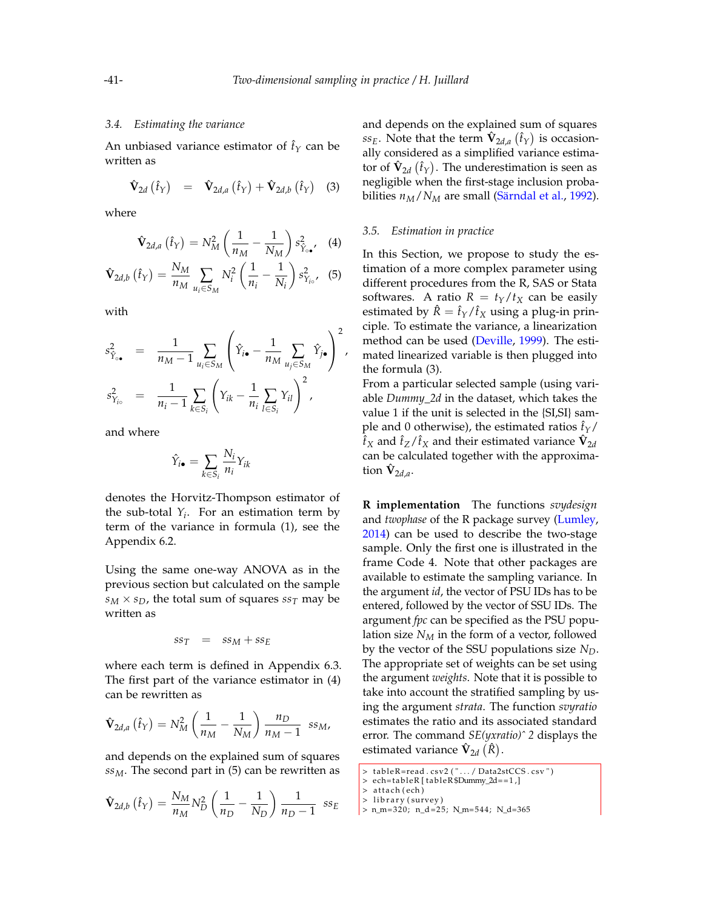### 3.4. Estimating the variance

An unbiased variance estimator of $\hat{t}_Y$ can be written as

$$\hat{\mathbf{V}}_{2d}\left(\hat{t}_Y\right) = \hat{\mathbf{V}}_{2d,a}\left(\hat{t}_Y\right) + \hat{\mathbf{V}}_{2d,b}\left(\hat{t}_Y\right) \quad (3)$$

where

$$\hat{\mathbf{V}}_{2d,a}\left(\hat{t}_Y\right) = N_M^2\left(\frac{1}{n_M} - \frac{1}{N_M}\right) s^2_{\hat{Y}_{\circ\bullet}}, \quad (4)$$

$$\hat{\mathbf{V}}_{2d,b}\left(\hat{t}_Y\right) = \frac{N_M}{n_M}\sum_{u_i \in S_M} N_i^2\left(\frac{1}{n_i} - \frac{1}{N_i}\right) s^2_{Y_{i\circ}}, \quad (5)$$

with

$$s^2_{\hat{Y}_{\circ\bullet}} = \frac{1}{n_M - 1}\sum_{u_i \in S_M}\left(\hat{Y}_{i\bullet} - \frac{1}{n_M}\sum_{u_j \in S_M}\hat{Y}_{j\bullet}\right)^2,$$

$$s^2_{Y_{i\circ}} = \frac{1}{n_i - 1}\sum_{k \in S_i}\left(Y_{ik} - \frac{1}{n_i}\sum_{l \in S_i} Y_{il}\right)^2,$$

and where

$$\hat{Y}_{i\bullet} = \sum_{k \in S_i}\frac{N_i}{n_i}Y_{ik}$$

denotes the Horvitz-Thompson estimator of the sub-total $Y_i$. For an estimation term by term of the variance in formula (1), see the Appendix 6.2.

Using the same one-way ANOVA as in the previous section but calculated on the sample $s_M \times s_D$, the total sum of squares $ss_T$ may be written as

$$ss_T = ss_M + ss_E$$

where each term is defined in Appendix 6.3. The first part of the variance estimator in (4) can be rewritten as

$$\hat{\mathbf{V}}_{2d,a}\left(\hat{t}_Y\right) = N_M^2\left(\frac{1}{n_M} - \frac{1}{N_M}\right)\frac{n_D}{n_M - 1}\; ss_M,$$

and depends on the explained sum of squares $ss_M$. The second part in (5) can be rewritten as

$$\hat{\mathbf{V}}_{2d,b}\left(\hat{t}_Y\right) = \frac{N_M}{n_M}N_D^2\left(\frac{1}{n_D} - \frac{1}{N_D}\right)\frac{1}{n_D - 1}\; ss_E$$

and depends on the explained sum of squares $ss_E$. Note that the term $\hat{\mathbf{V}}_{2d,a}\left(\hat{t}_Y\right)$ is occasionally considered as a simplified variance estimator of $\hat{\mathbf{V}}_{2d}\left(\hat{t}_Y\right)$. The underestimation is seen as negligible when the first-stage inclusion probabilities $n_M/N_M$ are small (Särndal et al., 1992).

### 3.5. Estimation in practice

In this Section, we propose to study the estimation of a more complex parameter using different procedures from the R, SAS or Stata softwares. A ratio $R = t_Y/t_X$ can be easily estimated by $\hat{R} = \hat{t}_Y/\hat{t}_X$ using a plug-in principle. To estimate the variance, a linearization method can be used (Deville, 1999). The estimated linearized variable is then plugged into the formula (3).

From a particular selected sample (using variable *Dummy_2d* in the dataset, which takes the value 1 if the unit is selected in the {SI,SI} sample and 0 otherwise), the estimated ratios $\hat{t}_Y/\hat{t}_X$ and $\hat{t}_Z/\hat{t}_X$ and their estimated variance $\hat{\mathbf{V}}_{2d}$ can be calculated together with the approximation $\hat{\mathbf{V}}_{2d,a}$.

**R implementation** The functions *svydesign* and *twophase* of the R package survey (Lumley, 2014) can be used to describe the two-stage sample. Only the first one is illustrated in the frame Code 4. Note that other packages are available to estimate the sampling variance. In the argument *id*, the vector of PSU IDs has to be entered, followed by the vector of SSU IDs. The argument *fpc* can be specified as the PSU population size $N_M$ in the form of a vector, followed by the vector of the SSU populations size $N_D$. The appropriate set of weights can be set using the argument *weights*. Note that it is possible to take into account the stratified sampling by using the argument *strata*. The function *svyratio* estimates the ratio and its associated standard error. The command *SE(yxratio)^2* displays the estimated variance $\hat{\mathbf{V}}_{2d}\left(\hat{R}\right)$.

```
> tableR=read.csv2("..../Data2stCCS.csv")
> ech=tableR[tableR$Dummy_2d==1,]
> attach(ech)
> library(survey)
> n_m=320; n_d=25; N_m=544; N_d=365
```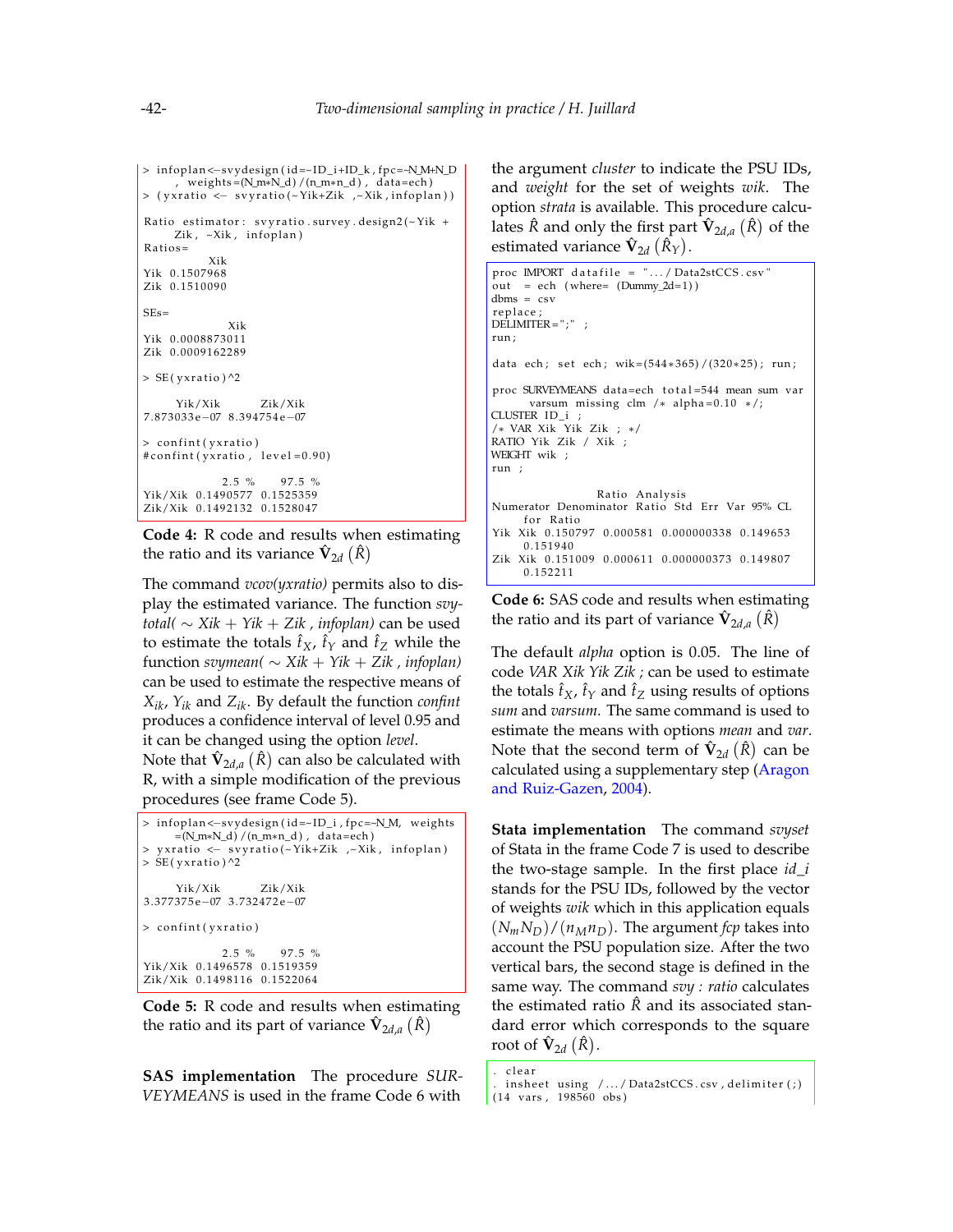```
> infoplan<-svydesign(id=~ID_i+ID_k,fpc=~N_M+N_D
      , weights=(N_m*N_d)/(n_m*n_d), data=ech)
> (yxratio <- svyratio(~Yik+Zik ,~Xik,infoplan))

Ratio estimator: svyratio.survey.design2(~Yik +
      Zik, ~Xik, infoplan)
Ratios=
          Xik
Yik 0.1507968
Zik 0.1510090

SEs=
             Xik
Yik 0.0008873011
Zik 0.0009162289

> SE(yxratio)^2

     Yik/Xik       Zik/Xik
7.873033e-07 8.394754e-07

> confint(yxratio)
#confint(yxratio, level=0.90)

              2.5 %    97.5 %
Yik/Xik  0.1490577  0.1525359
Zik/Xik  0.1492132  0.1528047
```

**Code 4:** R code and results when estimating the ratio and its variance $\hat{\mathbf{V}}_{2d}\left(\hat{R}\right)$

The command *vcov(yxratio)* permits also to display the estimated variance. The function *svytotal( ∼ Xik + Yik + Zik , infoplan)* can be used to estimate the totals $\hat{t}_X$, $\hat{t}_Y$ and $\hat{t}_Z$ while the function *svymean( ∼ Xik + Yik + Zik , infoplan)* can be used to estimate the respective means of $X_{ik}$, $Y_{ik}$ and $Z_{ik}$. By default the function *confint* produces a confidence interval of level 0.95 and it can be changed using the option *level*.
Note that $\hat{\mathbf{V}}_{2d,a}\left(\hat{R}\right)$ can also be calculated with R, with a simple modification of the previous procedures (see frame Code 5).

```
> infoplan<-svydesign(id=~ID_i,fpc=~N_M, weights
      =(N_m*N_d)/(n_m*n_d), data=ech)
> yxratio <- svyratio(~Yik+Zik ,~Xik, infoplan)
> SE(yxratio)^2

     Yik/Xik       Zik/Xik
3.377375e-07 3.732472e-07

> confint(yxratio)

              2.5 %    97.5 %
Yik/Xik  0.1496578  0.1519359
Zik/Xik  0.1498116  0.1522064
```

**Code 5:** R code and results when estimating the ratio and its part of variance $\hat{\mathbf{V}}_{2d,a}\left(\hat{R}\right)$

**SAS implementation** The procedure *SURVEYMEANS* is used in the frame Code 6 with the argument *cluster* to indicate the PSU IDs, and *weight* for the set of weights *wik*. The option *strata* is available. This procedure calculates $\hat{R}$ and only the first part $\hat{\mathbf{V}}_{2d,a}\left(\hat{R}\right)$ of the estimated variance $\hat{\mathbf{V}}_{2d}\left(\hat{R}_Y\right)$.

```
proc IMPORT datafile = ".../Data2stCCS.csv"
out  = ech (where= (Dummy_2d=1))
dbms = csv
replace;
DELIMITER=";" ;
run;

data ech; set ech; wik=(544*365)/(320*25); run;

proc SURVEYMEANS data=ech total=544 mean sum var
      varsum missing clm /* alpha=0.10 */;
CLUSTER ID_i ;
/* VAR Xik Yik Zik ; */
RATIO Yik Zik / Xik ;
WEIGHT wik ;
run ;

                    Ratio Analysis
Numerator Denominator Ratio Std Err Var 95% CL
     for Ratio
Yik Xik 0.150797 0.000581 0.000000338 0.149653
      0.151940
Zik Xik 0.151009 0.000611 0.000000373 0.149807
      0.152211
```

**Code 6:** SAS code and results when estimating the ratio and its part of variance $\hat{\mathbf{V}}_{2d,a}\left(\hat{R}\right)$

The default *alpha* option is 0.05. The line of code *VAR Xik Yik Zik ;* can be used to estimate the totals $\hat{t}_X$, $\hat{t}_Y$ and $\hat{t}_Z$ using results of options *sum* and *varsum*. The same command is used to estimate the means with options *mean* and *var*. Note that the second term of $\hat{\mathbf{V}}_{2d}\left(\hat{R}\right)$ can be calculated using a supplementary step (Aragon and Ruiz-Gazen, 2004).

**Stata implementation** The command *svyset* of Stata in the frame Code 7 is used to describe the two-stage sample. In the first place *id_i* stands for the PSU IDs, followed by the vector of weights *wik* which in this application equals $(N_m N_D)/(n_M n_D)$. The argument *fcp* takes into account the PSU population size. After the two vertical bars, the second stage is defined in the same way. The command *svy : ratio* calculates the estimated ratio $\hat{R}$ and its associated standard error which corresponds to the square root of $\hat{\mathbf{V}}_{2d}\left(\hat{R}\right)$.

```
. clear
. insheet using /.../Data2stCCS.csv,delimiter(;)
(14 vars, 198560 obs)
```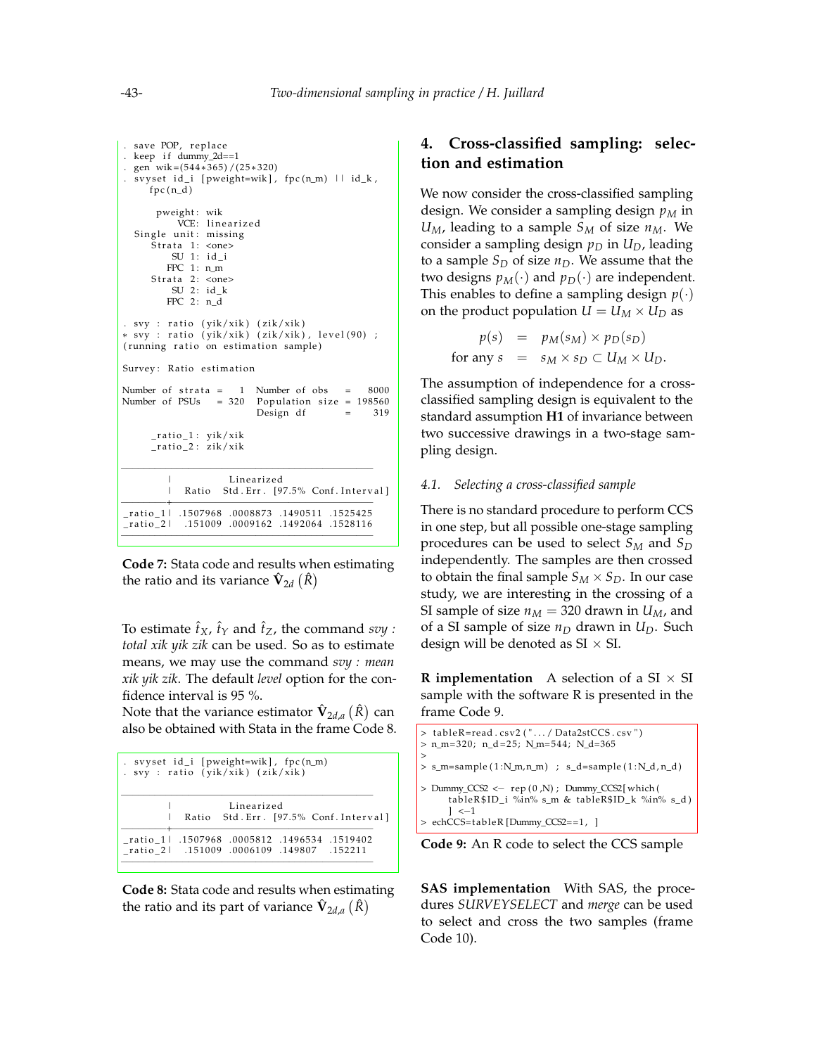```
. save POP, replace
. keep if dummy_2d==1
. gen wik=(544*365)/(25*320)
. svyset id_i [pweight=wik], fpc(n_m) || id_k,
    fpc(n_d)

      pweight: wik
          VCE: linearized
  Single unit: missing
     Strata 1: <one>
         SU 1: id_i
        FPC 1: n_m
     Strata 2: <one>
         SU 2: id_k
        FPC 2: n_d

. svy : ratio (yik/xik) (zik/xik)
* svy : ratio (yik/xik) (zik/xik), level(90) ;
(running ratio on estimation sample)

Survey: Ratio estimation

Number of strata =    1  Number of obs     =    8000
Number of PSUs   =  320  Population size   =  198560
                         Design df         =     319

     _ratio_1: yik/xik
     _ratio_2: zik/xik

--------------------------------------------------------
        |             Linearized
        |   Ratio   Std.Err.  [97.5% Conf.Interval]
--------+-----------------------------------------------
_ratio_1| .1507968  .0008873  .1490511  .1525425
_ratio_2|  .151009  .0009162  .1492064  .1528116
--------------------------------------------------------
```

**Code 7:** Stata code and results when estimating the ratio and its variance $\hat{\mathbf{V}}_{2d}\left(\hat{R}\right)$

To estimate $\hat{t}_X$, $\hat{t}_Y$ and $\hat{t}_Z$, the command *svy : total xik yik zik* can be used. So as to estimate means, we may use the command *svy : mean xik yik zik*. The default *level* option for the confidence interval is 95 %.

Note that the variance estimator $\hat{\mathbf{V}}_{2d,a}\left(\hat{R}\right)$ can also be obtained with Stata in the frame Code 8.

```
. svyset id_i [pweight=wik], fpc(n_m)
. svy : ratio (yik/xik) (zik/xik)

--------------------------------------------------------
        |             Linearized
        |   Ratio   Std.Err.  [97.5% Conf.Interval]
--------+-----------------------------------------------
_ratio_1| .1507968  .0005812  .1496534  .1519402
_ratio_2|  .151009  .0006109  .149807   .152211
--------------------------------------------------------
```

**Code 8:** Stata code and results when estimating the ratio and its part of variance $\hat{\mathbf{V}}_{2d,a}\left(\hat{R}\right)$

## 4. Cross-classified sampling: selection and estimation

We now consider the cross-classified sampling design. We consider a sampling design $p_M$ in $U_M$, leading to a sample $S_M$ of size $n_M$. We consider a sampling design $p_D$ in $U_D$, leading to a sample $S_D$ of size $n_D$. We assume that the two designs $p_M(\cdot)$ and $p_D(\cdot)$ are independent. This enables to define a sampling design $p(\cdot)$ on the product population $U = U_M \times U_D$ as

$$
\begin{aligned}
p(s) &= p_M(s_M) \times p_D(s_D) \\
\text{for any } s &= s_M \times s_D \subset U_M \times U_D.
\end{aligned}
$$

The assumption of independence for a cross-classified sampling design is equivalent to the standard assumption **H1** of invariance between two successive drawings in a two-stage sampling design.

### 4.1. *Selecting a cross-classified sample*

There is no standard procedure to perform CCS in one step, but all possible one-stage sampling procedures can be used to select $S_M$ and $S_D$ independently. The samples are then crossed to obtain the final sample $S_M \times S_D$. In our case study, we are interesting in the crossing of a SI sample of size $n_M = 320$ drawn in $U_M$, and of a SI sample of size $n_D$ drawn in $U_D$. Such design will be denoted as SI × SI.

**R implementation** A selection of a SI × SI sample with the software R is presented in the frame Code 9.

```
> tableR=read.csv2("..../Data2stCCS.csv")
> n_m=320; n_d=25; N_m=544; N_d=365
>
> s_m=sample(1:N_m,n_m) ; s_d=sample(1:N_d,n_d)

> Dummy_CCS2 <- rep(0,N); Dummy_CCS2[which(
     tableR$ID_i %in% s_m & tableR$ID_k %in% s_d)
     ] <-1
> echCCS=tableR[Dummy_CCS2==1, ]
```

**Code 9:** An R code to select the CCS sample

**SAS implementation** With SAS, the procedures *SURVEYSELECT* and *merge* can be used to select and cross the two samples (frame Code 10).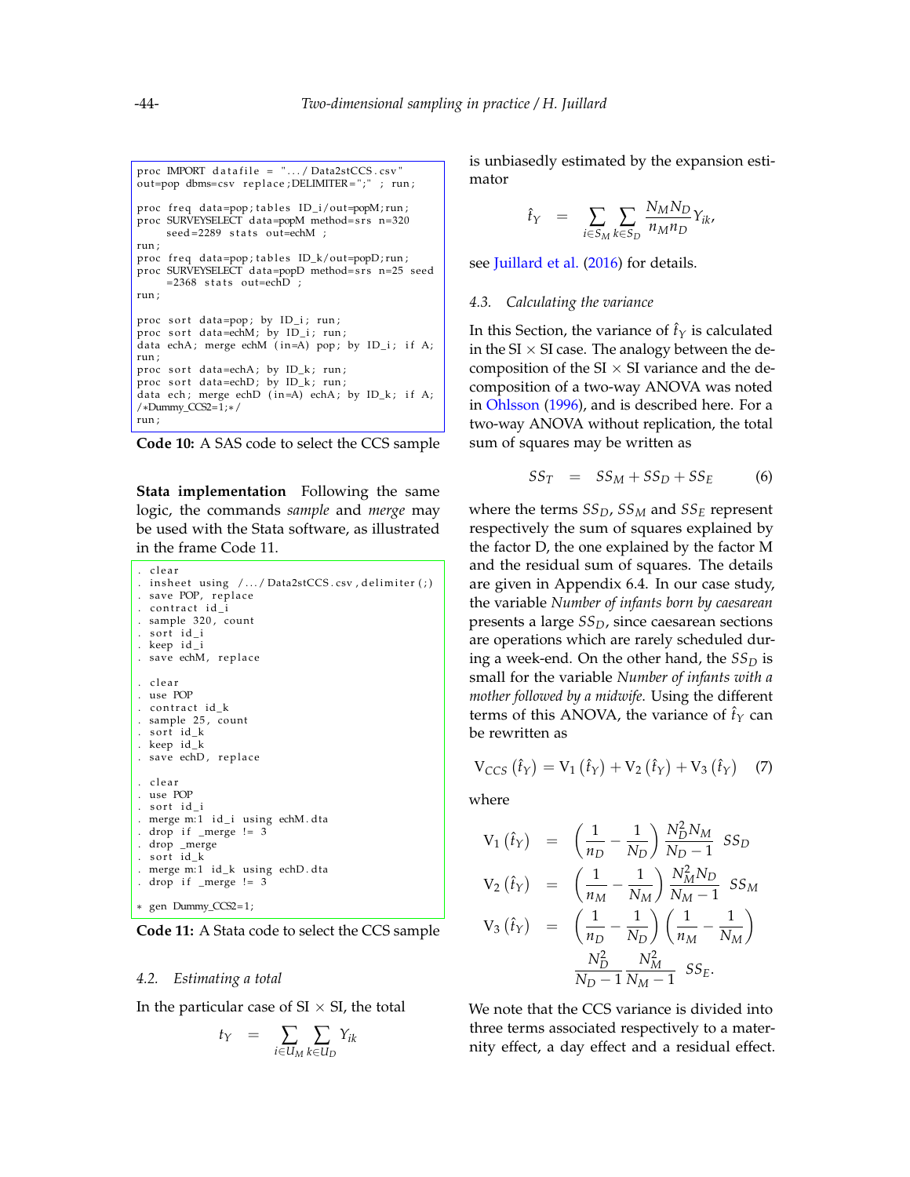```
proc IMPORT datafile = ".../Data2stCCS.csv"
out=pop dbms=csv replace;DELIMITER=";" ; run;

proc freq data=pop;tables ID_i/out=popM;run;
proc SURVEYSELECT data=popM method=srs n=320
     seed=2289 stats out=echM ;
run;
proc freq data=pop;tables ID_k/out=popD;run;
proc SURVEYSELECT data=popD method=srs n=25 seed
     =2368 stats out=echD ;
run;

proc sort data=pop; by ID_i; run;
proc sort data=echM; by ID_i; run;
data echA; merge echM (in=A) pop; by ID_i; if A;
run;
proc sort data=echA; by ID_k; run;
proc sort data=echD; by ID_k; run;
data ech; merge echD (in=A) echA; by ID_k; if A;
/*Dummy_CCS2=1;*/
run;
```

**Code 10:** A SAS code to select the CCS sample

**Stata implementation** Following the same logic, the commands *sample* and *merge* may be used with the Stata software, as illustrated in the frame Code 11.

```
. clear
. insheet using /.../Data2stCCS.csv,delimiter(;)
. save POP, replace
. contract id_i
. sample 320, count
. sort id_i
. keep id_i
. save echM, replace

. clear
. use POP
. contract id_k
. sample 25, count
. sort id_k
. keep id_k
. save echD, replace

. clear
. use POP
. sort id_i
. merge m:1 id_i using echM.dta
. drop if _merge != 3
. drop _merge
. sort id_k
. merge m:1 id_k using echD.dta
. drop if _merge != 3

* gen Dummy_CCS2=1;
```

**Code 11:** A Stata code to select the CCS sample

### 4.2. *Estimating a total*

In the particular case of SI $\times$ SI, the total

$$t_Y = \sum_{i \in U_M} \sum_{k \in U_D} Y_{ik}$$

is unbiasedly estimated by the expansion estimator

$$\hat{t}_Y = \sum_{i \in S_M} \sum_{k \in S_D} \frac{N_M N_D}{n_M n_D} Y_{ik},$$

see Juillard et al. (2016) for details.

### 4.3. *Calculating the variance*

In this Section, the variance of $\hat{t}_Y$ is calculated in the SI $\times$ SI case. The analogy between the decomposition of the SI $\times$ SI variance and the decomposition of a two-way ANOVA was noted in Ohlsson (1996), and is described here. For a two-way ANOVA without replication, the total sum of squares may be written as

$$SS_T = SS_M + SS_D + SS_E \qquad (6)$$

where the terms $SS_D$, $SS_M$ and $SS_E$ represent respectively the sum of squares explained by the factor D, the one explained by the factor M and the residual sum of squares. The details are given in Appendix 6.4. In our case study, the variable *Number of infants born by caesarean* presents a large $SS_D$, since caesarean sections are operations which are rarely scheduled during a week-end. On the other hand, the $SS_D$ is small for the variable *Number of infants with a mother followed by a midwife*. Using the different terms of this ANOVA, the variance of $\hat{t}_Y$ can be rewritten as

$$\text{V}_{CCS}\left(\hat{t}_Y\right) = \text{V}_1\left(\hat{t}_Y\right) + \text{V}_2\left(\hat{t}_Y\right) + \text{V}_3\left(\hat{t}_Y\right) \qquad (7)$$

where

$$\text{V}_1\left(\hat{t}_Y\right) = \left(\frac{1}{n_D} - \frac{1}{N_D}\right) \frac{N_D^2 N_M}{N_D - 1} \; SS_D$$

$$\text{V}_2\left(\hat{t}_Y\right) = \left(\frac{1}{n_M} - \frac{1}{N_M}\right) \frac{N_M^2 N_D}{N_M - 1} \; SS_M$$

$$\text{V}_3\left(\hat{t}_Y\right) = \left(\frac{1}{n_D} - \frac{1}{N_D}\right)\left(\frac{1}{n_M} - \frac{1}{N_M}\right) \frac{N_D^2}{N_D - 1} \frac{N_M^2}{N_M - 1} \; SS_E.$$

We note that the CCS variance is divided into three terms associated respectively to a maternity effect, a day effect and a residual effect.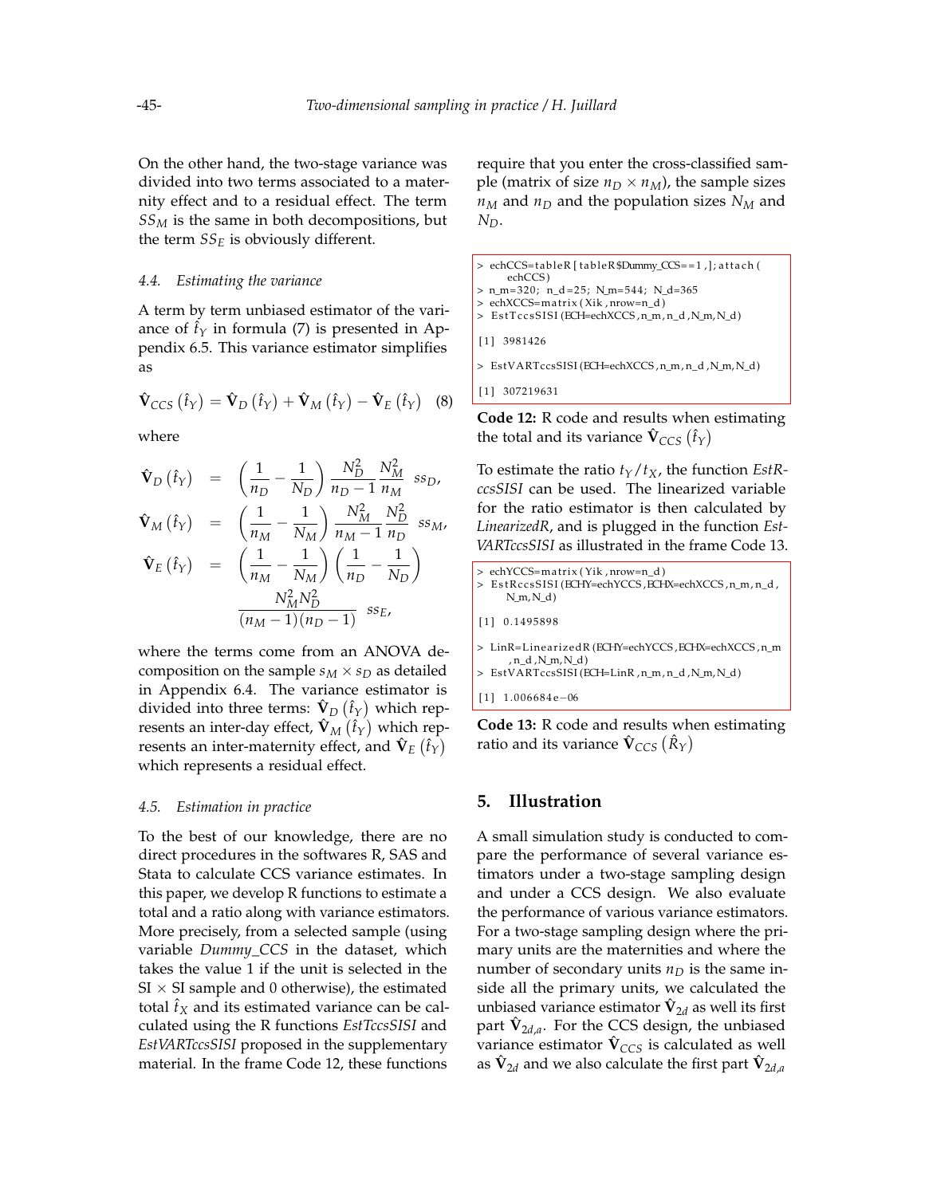On the other hand, the two-stage variance was divided into two terms associated to a maternity effect and to a residual effect. The term $SS_M$ is the same in both decompositions, but the term $SS_E$ is obviously different.

### 4.4. *Estimating the variance*

A term by term unbiased estimator of the variance of $\hat{t}_Y$ in formula (7) is presented in Appendix 6.5. This variance estimator simplifies as

$$\hat{\mathbf{V}}_{CCS}\left(\hat{t}_Y\right) = \hat{\mathbf{V}}_D\left(\hat{t}_Y\right) + \hat{\mathbf{V}}_M\left(\hat{t}_Y\right) - \hat{\mathbf{V}}_E\left(\hat{t}_Y\right) \quad (8)$$

where

$$\begin{aligned}
\hat{\mathbf{V}}_D\left(\hat{t}_Y\right) &= \left(\frac{1}{n_D} - \frac{1}{N_D}\right) \frac{N_D^2}{n_D - 1} \frac{N_M^2}{n_M} \; ss_D, \\
\hat{\mathbf{V}}_M\left(\hat{t}_Y\right) &= \left(\frac{1}{n_M} - \frac{1}{N_M}\right) \frac{N_M^2}{n_M - 1} \frac{N_D^2}{n_D} \; ss_M, \\
\hat{\mathbf{V}}_E\left(\hat{t}_Y\right) &= \left(\frac{1}{n_M} - \frac{1}{N_M}\right) \left(\frac{1}{n_D} - \frac{1}{N_D}\right) \\
&\quad \frac{N_M^2 N_D^2}{(n_M - 1)(n_D - 1)} \; ss_E,
\end{aligned}$$

where the terms come from an ANOVA decomposition on the sample $s_M \times s_D$ as detailed in Appendix 6.4. The variance estimator is divided into three terms: $\hat{\mathbf{V}}_D\left(\hat{t}_Y\right)$ which represents an inter-day effect, $\hat{\mathbf{V}}_M\left(\hat{t}_Y\right)$ which represents an inter-maternity effect, and $\hat{\mathbf{V}}_E\left(\hat{t}_Y\right)$ which represents a residual effect.

### 4.5. *Estimation in practice*

To the best of our knowledge, there are no direct procedures in the softwares R, SAS and Stata to calculate CCS variance estimates. In this paper, we develop R functions to estimate a total and a ratio along with variance estimators. More precisely, from a selected sample (using variable *Dummy_CCS* in the dataset, which takes the value 1 if the unit is selected in the SI × SI sample and 0 otherwise), the estimated total $\hat{t}_X$ and its estimated variance can be calculated using the R functions *EstTccsSISI* and *EstVARTccsSISI* proposed in the supplementary material. In the frame Code 12, these functions require that you enter the cross-classified sample (matrix of size $n_D \times n_M$), the sample sizes $n_M$ and $n_D$ and the population sizes $N_M$ and $N_D$.

```
> echCCS=tableR[tableR$Dummy_CCS==1,];attach(
     echCCS)
> n_m=320; n_d=25; N_m=544; N_d=365
> echXCCS=matrix(Xik,nrow=n_d)
> EstTccsSISI(ECH=echXCCS,n_m,n_d,N_m,N_d)

[1] 3981426

> EstVARTccsSISI(ECH=echXCCS,n_m,n_d,N_m,N_d)

[1] 307219631
```

**Code 12:** R code and results when estimating the total and its variance $\hat{\mathbf{V}}_{CCS}\left(\hat{t}_Y\right)$

To estimate the ratio $t_Y/t_X$, the function *EstRccsSISI* can be used. The linearized variable for the ratio estimator is then calculated by *LinearizedR*, and is plugged in the function *EstVARTccsSISI* as illustrated in the frame Code 13.

```
> echYCCS=matrix(Yik,nrow=n_d)
> EstRccsSISI(ECHY=echYCCS,ECHX=echXCCS,n_m,n_d,
     N_m,N_d)

[1] 0.1495898

> LinR=LinearizedR(ECHY=echYCCS,ECHX=echXCCS,n_m
     ,n_d,N_m,N_d)
> EstVARTccsSISI(ECH=LinR,n_m,n_d,N_m,N_d)

[1] 1.006684e-06
```

**Code 13:** R code and results when estimating ratio and its variance $\hat{\mathbf{V}}_{CCS}\left(\hat{R}_Y\right)$

## 5. Illustration

A small simulation study is conducted to compare the performance of several variance estimators under a two-stage sampling design and under a CCS design. We also evaluate the performance of various variance estimators. For a two-stage sampling design where the primary units are the maternities and where the number of secondary units $n_D$ is the same inside all the primary units, we calculated the unbiased variance estimator $\hat{\mathbf{V}}_{2d}$ as well its first part $\hat{\mathbf{V}}_{2d,a}$. For the CCS design, the unbiased variance estimator $\hat{\mathbf{V}}_{CCS}$ is calculated as well as $\hat{\mathbf{V}}_{2d}$ and we also calculate the first part $\hat{\mathbf{V}}_{2d,a}$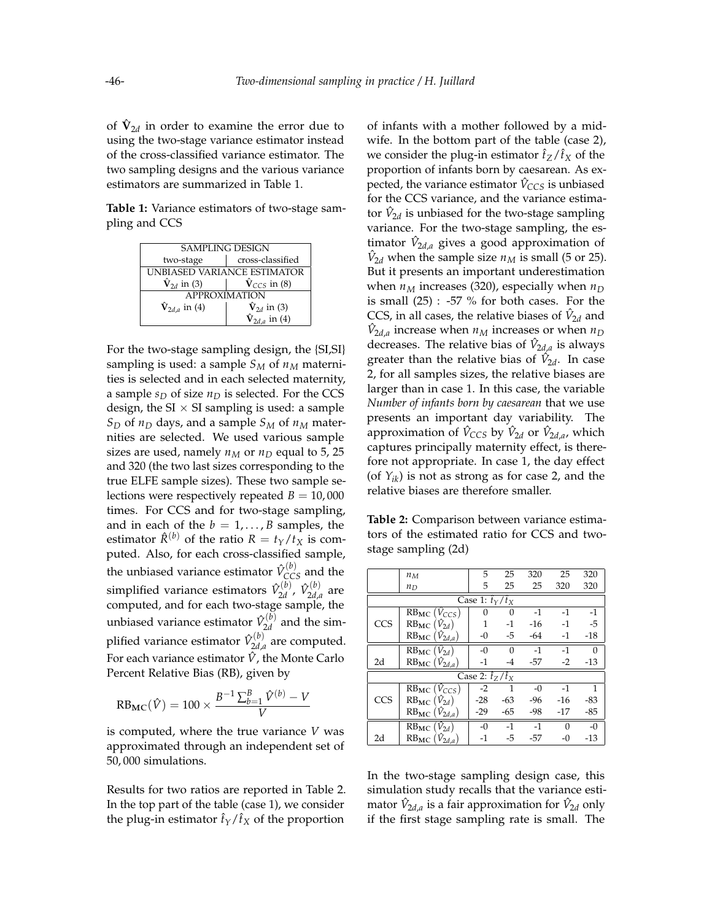of $\hat{\mathbf{V}}_{2d}$ in order to examine the error due to using the two-stage variance estimator instead of the cross-classified variance estimator. The two sampling designs and the various variance estimators are summarized in Table 1.

**Table 1:** Variance estimators of two-stage sampling and CCS

| SAMPLING DESIGN | |
|---|---|
| two-stage | cross-classified |
| UNBIASED VARIANCE ESTIMATOR | |
| $\hat{\mathbf{V}}_{2d}$ in (3) | $\hat{\mathbf{V}}_{CCS}$ in (8) |
| APPROXIMATION | |
| $\hat{\mathbf{V}}_{2d,a}$ in (4) | $\hat{\mathbf{V}}_{2d}$ in (3) |
| | $\hat{\mathbf{V}}_{2d,a}$ in (4) |

For the two-stage sampling design, the {SI,SI} sampling is used: a sample $S_M$ of $n_M$ maternities is selected and in each selected maternity, a sample $s_D$ of size $n_D$ is selected. For the CCS design, the SI $\times$ SI sampling is used: a sample $S_D$ of $n_D$ days, and a sample $S_M$ of $n_M$ maternities are selected. We used various sample sizes are used, namely $n_M$ or $n_D$ equal to 5, 25 and 320 (the two last sizes corresponding to the true ELFE sample sizes). These two sample selections were respectively repeated $B = 10,000$ times. For CCS and for two-stage sampling, and in each of the $b = 1, \ldots, B$ samples, the estimator $\hat{R}^{(b)}$ of the ratio $R = t_Y/t_X$ is computed. Also, for each cross-classified sample, the unbiased variance estimator $\hat{V}_{CCS}^{(b)}$ and the simplified variance estimators $\hat{V}_{2d}^{(b)}$, $\hat{V}_{2d,a}^{(b)}$ are computed, and for each two-stage sample, the unbiased variance estimator $\hat{V}_{2d}^{(b)}$ and the simplified variance estimator $\hat{V}_{2d,a}^{(b)}$ are computed. For each variance estimator $\hat{V}$, the Monte Carlo Percent Relative Bias (RB), given by

$$\text{RB}_{\textbf{MC}}(\hat{V}) = 100 \times \frac{B^{-1}\sum_{b=1}^{B} \hat{V}^{(b)} - V}{V}$$

is computed, where the true variance $V$ was approximated through an independent set of 50,000 simulations.

Results for two ratios are reported in Table 2. In the top part of the table (case 1), we consider the plug-in estimator $\hat{t}_Y/\hat{t}_X$ of the proportion of infants with a mother followed by a midwife. In the bottom part of the table (case 2), we consider the plug-in estimator $\hat{t}_Z/\hat{t}_X$ of the proportion of infants born by caesarean. As expected, the variance estimator $\hat{V}_{CCS}$ is unbiased for the CCS variance, and the variance estimator $\hat{V}_{2d}$ is unbiased for the two-stage sampling variance. For the two-stage sampling, the estimator $\hat{V}_{2d,a}$ gives a good approximation of $\hat{V}_{2d}$ when the sample size $n_M$ is small (5 or 25). But it presents an important underestimation when $n_M$ increases (320), especially when $n_D$ is small (25) : -57 % for both cases. For the CCS, in all cases, the relative biases of $\hat{V}_{2d}$ and $\hat{V}_{2d,a}$ increase when $n_M$ increases or when $n_D$ decreases. The relative bias of $\hat{V}_{2d,a}$ is always greater than the relative bias of $\hat{V}_{2d}$. In case 2, for all samples sizes, the relative biases are larger than in case 1. In this case, the variable *Number of infants born by caesarean* that we use presents an important day variability. The approximation of $\hat{V}_{CCS}$ by $\hat{V}_{2d}$ or $\hat{V}_{2d,a}$, which captures principally maternity effect, is therefore not appropriate. In case 1, the day effect (of $Y_{ik}$) is not as strong as for case 2, and the relative biases are therefore smaller.

**Table 2:** Comparison between variance estimators of the estimated ratio for CCS and two-stage sampling (2d)

| | $n_M$ | 5 | 25 | 320 | 25 | 320 |
|---|---|---|---|---|---|---|
| | $n_D$ | 5 | 25 | 25 | 320 | 320 |
| Case 1: $\hat{t}_Y/\hat{t}_X$ | | | | | | |
| CCS | $\text{RB}_{\textbf{MC}}(\hat{V}_{CCS})$ | 0 | 0 | -1 | -1 | -1 |
| | $\text{RB}_{\textbf{MC}}(\hat{V}_{2d})$ | 1 | -1 | -16 | -1 | -5 |
| | $\text{RB}_{\textbf{MC}}(\hat{V}_{2d,a})$ | -0 | -5 | -64 | -1 | -18 |
| 2d | $\text{RB}_{\textbf{MC}}(\hat{V}_{2d})$ | -0 | 0 | -1 | -1 | 0 |
| | $\text{RB}_{\textbf{MC}}(\hat{V}_{2d,a})$ | -1 | -4 | -57 | -2 | -13 |
| Case 2: $\hat{t}_Z/\hat{t}_X$ | | | | | | |
| CCS | $\text{RB}_{\textbf{MC}}(\hat{V}_{CCS})$ | -2 | 1 | -0 | -1 | 1 |
| | $\text{RB}_{\textbf{MC}}(\hat{V}_{2d})$ | -28 | -63 | -96 | -16 | -83 |
| | $\text{RB}_{\textbf{MC}}(\hat{V}_{2d,a})$ | -29 | -65 | -98 | -17 | -85 |
| 2d | $\text{RB}_{\textbf{MC}}(\hat{V}_{2d})$ | -0 | -1 | -1 | 0 | -0 |
| | $\text{RB}_{\textbf{MC}}(\hat{V}_{2d,a})$ | -1 | -5 | -57 | -0 | -13 |

In the two-stage sampling design case, this simulation study recalls that the variance estimator $\hat{V}_{2d,a}$ is a fair approximation for $\hat{V}_{2d}$ only if the first stage sampling rate is small. The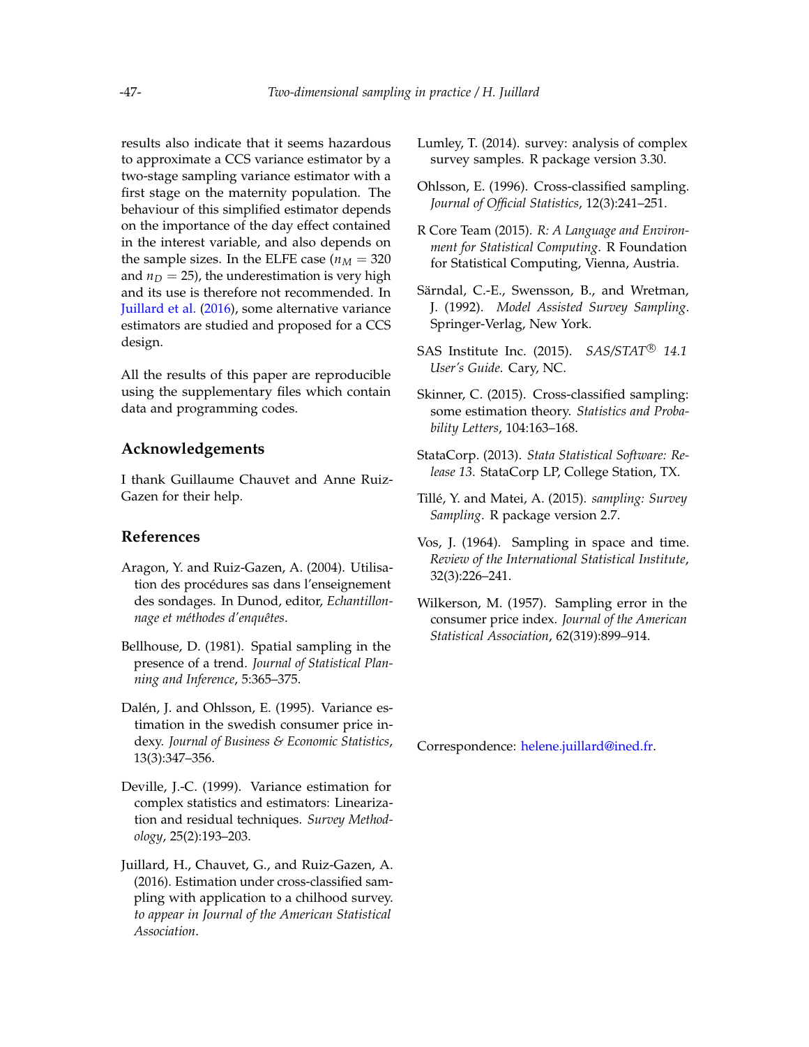results also indicate that it seems hazardous to approximate a CCS variance estimator by a two-stage sampling variance estimator with a first stage on the maternity population. The behaviour of this simplified estimator depends on the importance of the day effect contained in the interest variable, and also depends on the sample sizes. In the ELFE case ($n_M = 320$ and $n_D = 25$), the underestimation is very high and its use is therefore not recommended. In Juillard et al. (2016), some alternative variance estimators are studied and proposed for a CCS design.

All the results of this paper are reproducible using the supplementary files which contain data and programming codes.

## Acknowledgements

I thank Guillaume Chauvet and Anne Ruiz-Gazen for their help.

## References

Aragon, Y. and Ruiz-Gazen, A. (2004). Utilisation des procédures sas dans l'enseignement des sondages. In Dunod, editor, *Echantillonnage et méthodes d'enquêtes*.

Bellhouse, D. (1981). Spatial sampling in the presence of a trend. *Journal of Statistical Planning and Inference*, 5:365–375.

Dalén, J. and Ohlsson, E. (1995). Variance estimation in the swedish consumer price indexy. *Journal of Business & Economic Statistics*, 13(3):347–356.

Deville, J.-C. (1999). Variance estimation for complex statistics and estimators: Linearization and residual techniques. *Survey Methodology*, 25(2):193–203.

Juillard, H., Chauvet, G., and Ruiz-Gazen, A. (2016). Estimation under cross-classified sampling with application to a chilhood survey. *to appear in Journal of the American Statistical Association*.

Lumley, T. (2014). survey: analysis of complex survey samples. R package version 3.30.

Ohlsson, E. (1996). Cross-classified sampling. *Journal of Official Statistics*, 12(3):241–251.

R Core Team (2015). *R: A Language and Environment for Statistical Computing*. R Foundation for Statistical Computing, Vienna, Austria.

Särndal, C.-E., Swensson, B., and Wretman, J. (1992). *Model Assisted Survey Sampling*. Springer-Verlag, New York.

SAS Institute Inc. (2015). *SAS/STAT® 14.1 User's Guide*. Cary, NC.

Skinner, C. (2015). Cross-classified sampling: some estimation theory. *Statistics and Probability Letters*, 104:163–168.

StataCorp. (2013). *Stata Statistical Software: Release 13*. StataCorp LP, College Station, TX.

Tillé, Y. and Matei, A. (2015). *sampling: Survey Sampling*. R package version 2.7.

Vos, J. (1964). Sampling in space and time. *Review of the International Statistical Institute*, 32(3):226–241.

Wilkerson, M. (1957). Sampling error in the consumer price index. *Journal of the American Statistical Association*, 62(319):899–914.

Correspondence: helene.juillard@ined.fr.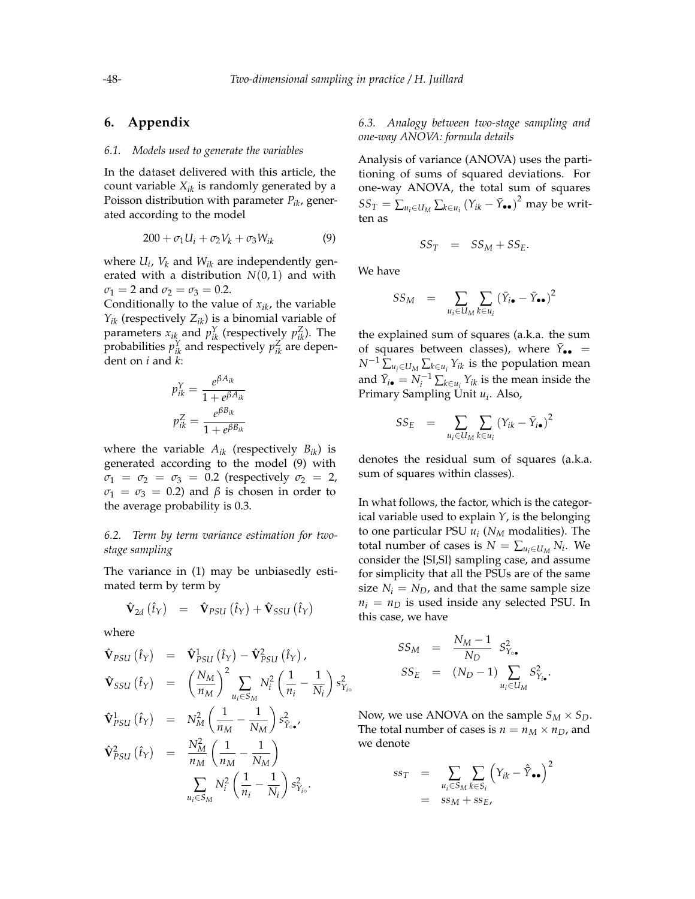## 6. Appendix

### 6.1. Models used to generate the variables

In the dataset delivered with this article, the count variable $X_{ik}$ is randomly generated by a Poisson distribution with parameter $P_{ik}$, generated according to the model

$$200 + \sigma_1 U_i + \sigma_2 V_k + \sigma_3 W_{ik} \tag{9}$$

where $U_i$, $V_k$ and $W_{ik}$ are independently generated with a distribution $N(0,1)$ and with $\sigma_1 = 2$ and $\sigma_2 = \sigma_3 = 0.2$.

Conditionally to the value of $x_{ik}$, the variable $Y_{ik}$ (respectively $Z_{ik}$) is a binomial variable of parameters $x_{ik}$ and $p^Y_{ik}$ (respectively $p^Z_{ik}$). The probabilities $p^Y_{ik}$ and respectively $p^Z_{ik}$ are dependent on $i$ and $k$:

$$p^Y_{ik} = \frac{e^{\beta A_{ik}}}{1 + e^{\beta A_{ik}}}$$

$$p^Z_{ik} = \frac{e^{\beta B_{ik}}}{1 + e^{\beta B_{ik}}}$$

where the variable $A_{ik}$ (respectively $B_{ik}$) is generated according to the model (9) with $\sigma_1 = \sigma_2 = \sigma_3 = 0.2$ (respectively $\sigma_2 = 2$, $\sigma_1 = \sigma_3 = 0.2$) and $\beta$ is chosen in order to the average probability is 0.3.

### 6.2. Term by term variance estimation for two-stage sampling

The variance in (1) may be unbiasedly estimated term by term by

$$\hat{\mathbf{V}}_{2d}\left(\hat{t}_Y\right) = \hat{\mathbf{V}}_{PSU}\left(\hat{t}_Y\right) + \hat{\mathbf{V}}_{SSU}\left(\hat{t}_Y\right)$$

where

$$\hat{\mathbf{V}}_{PSU}\left(\hat{t}_Y\right) = \hat{\mathbf{V}}^1_{PSU}\left(\hat{t}_Y\right) - \hat{\mathbf{V}}^2_{PSU}\left(\hat{t}_Y\right),$$

$$\hat{\mathbf{V}}_{SSU}\left(\hat{t}_Y\right) = \left(\frac{N_M}{n_M}\right)^2 \sum_{u_i \in S_M} N_i^2 \left(\frac{1}{n_i} - \frac{1}{N_i}\right) s^2_{Y_{i\circ}}$$

$$\hat{\mathbf{V}}^1_{PSU}\left(\hat{t}_Y\right) = N_M^2 \left(\frac{1}{n_M} - \frac{1}{N_M}\right) s^2_{\hat{Y}_{\circ\bullet}},$$

$$\hat{\mathbf{V}}^2_{PSU}\left(\hat{t}_Y\right) = \frac{N_M^2}{n_M}\left(\frac{1}{n_M} - \frac{1}{N_M}\right) \sum_{u_i \in S_M} N_i^2 \left(\frac{1}{n_i} - \frac{1}{N_i}\right) s^2_{Y_{i\circ}}.$$

### 6.3. Analogy between two-stage sampling and one-way ANOVA: formula details

Analysis of variance (ANOVA) uses the partitioning of sums of squared deviations. For one-way ANOVA, the total sum of squares $SS_T = \sum_{u_i \in U_M} \sum_{k \in u_i} \left(Y_{ik} - \bar{Y}_{\bullet\bullet}\right)^2$ may be written as

$$SS_T = SS_M + SS_E.$$

We have

$$SS_M = \sum_{u_i \in U_M} \sum_{k \in u_i} \left(\bar{Y}_{i\bullet} - \bar{Y}_{\bullet\bullet}\right)^2$$

the explained sum of squares (a.k.a. the sum of squares between classes), where $\bar{Y}_{\bullet\bullet} = N^{-1} \sum_{u_i \in U_M} \sum_{k \in u_i} Y_{ik}$ is the population mean and $\bar{Y}_{i\bullet} = N_i^{-1} \sum_{k \in u_i} Y_{ik}$ is the mean inside the Primary Sampling Unit $u_i$. Also,

$$SS_E = \sum_{u_i \in U_M} \sum_{k \in u_i} \left(Y_{ik} - \bar{Y}_{i\bullet}\right)^2$$

denotes the residual sum of squares (a.k.a. sum of squares within classes).

In what follows, the factor, which is the categorical variable used to explain $Y$, is the belonging to one particular PSU $u_i$ ($N_M$ modalities). The total number of cases is $N = \sum_{u_i \in U_M} N_i$. We consider the {SI,SI} sampling case, and assume for simplicity that all the PSUs are of the same size $N_i = N_D$, and that the same sample size $n_i = n_D$ is used inside any selected PSU. In this case, we have

$$SS_M = \frac{N_M - 1}{N_D} S^2_{Y_{\circ\bullet}}$$

$$SS_E = (N_D - 1) \sum_{u_i \in U_M} S^2_{Y_{i\bullet}}.$$

Now, we use ANOVA on the sample $S_M \times S_D$. The total number of cases is $n = n_M \times n_D$, and we denote

$$ss_T = \sum_{u_i \in S_M} \sum_{k \in S_i} \left(Y_{ik} - \hat{\bar{Y}}_{\bullet\bullet}\right)^2$$

$$= ss_M + ss_E,$$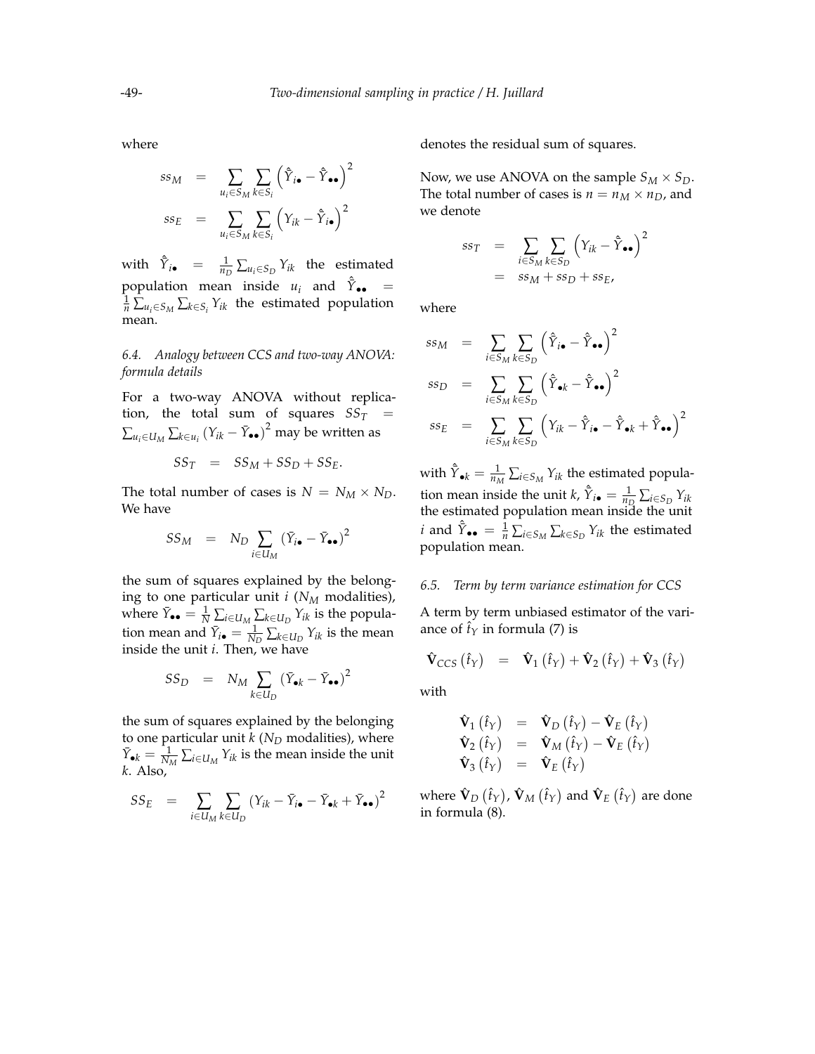where

$$
\begin{aligned}
ss_M &= \sum_{u_i \in S_M} \sum_{k \in S_i} \left( \hat{\bar{Y}}_{i\bullet} - \hat{\bar{Y}}_{\bullet\bullet} \right)^2 \\
ss_E &= \sum_{u_i \in S_M} \sum_{k \in S_i} \left( Y_{ik} - \hat{\bar{Y}}_{i\bullet} \right)^2
\end{aligned}
$$

with $\hat{\bar{Y}}_{i\bullet} = \frac{1}{n_D} \sum_{u_i \in S_D} Y_{ik}$ the estimated population mean inside $u_i$ and $\hat{\bar{Y}}_{\bullet\bullet} = \frac{1}{n} \sum_{u_i \in S_M} \sum_{k \in S_i} Y_{ik}$ the estimated population mean.

### 6.4. Analogy between CCS and two-way ANOVA: formula details

For a two-way ANOVA without replication, the total sum of squares $SS_T = \sum_{u_i \in U_M} \sum_{k \in u_i} \left( Y_{ik} - \bar{Y}_{\bullet\bullet} \right)^2$ may be written as

$$
SS_T = SS_M + SS_D + SS_E.
$$

The total number of cases is $N = N_M \times N_D$. We have

$$
SS_M = N_D \sum_{i \in U_M} \left( \bar{Y}_{i\bullet} - \bar{Y}_{\bullet\bullet} \right)^2
$$

the sum of squares explained by the belonging to one particular unit $i$ ($N_M$ modalities), where $\bar{Y}_{\bullet\bullet} = \frac{1}{N} \sum_{i \in U_M} \sum_{k \in U_D} Y_{ik}$ is the population mean and $\bar{Y}_{i\bullet} = \frac{1}{N_D} \sum_{k \in U_D} Y_{ik}$ is the mean inside the unit $i$. Then, we have

$$
SS_D = N_M \sum_{k \in U_D} \left( \bar{Y}_{\bullet k} - \bar{Y}_{\bullet\bullet} \right)^2
$$

the sum of squares explained by the belonging to one particular unit $k$ ($N_D$ modalities), where $\bar{Y}_{\bullet k} = \frac{1}{N_M} \sum_{i \in U_M} Y_{ik}$ is the mean inside the unit $k$. Also,

$$
SS_E = \sum_{i \in U_M} \sum_{k \in U_D} \left( Y_{ik} - \bar{Y}_{i\bullet} - \bar{Y}_{\bullet k} + \bar{Y}_{\bullet\bullet} \right)^2
$$

denotes the residual sum of squares.

Now, we use ANOVA on the sample $S_M \times S_D$. The total number of cases is $n = n_M \times n_D$, and we denote

$$
\begin{aligned}
ss_T &= \sum_{i \in S_M} \sum_{k \in S_D} \left( Y_{ik} - \hat{\bar{Y}}_{\bullet\bullet} \right)^2 \\
&= ss_M + ss_D + ss_E,
\end{aligned}
$$

where

$$
\begin{aligned}
ss_M &= \sum_{i \in S_M} \sum_{k \in S_D} \left( \hat{\bar{Y}}_{i\bullet} - \hat{\bar{Y}}_{\bullet\bullet} \right)^2 \\
ss_D &= \sum_{i \in S_M} \sum_{k \in S_D} \left( \hat{\bar{Y}}_{\bullet k} - \hat{\bar{Y}}_{\bullet\bullet} \right)^2 \\
ss_E &= \sum_{i \in S_M} \sum_{k \in S_D} \left( Y_{ik} - \hat{\bar{Y}}_{i\bullet} - \hat{\bar{Y}}_{\bullet k} + \hat{\bar{Y}}_{\bullet\bullet} \right)^2
\end{aligned}
$$

with $\hat{\bar{Y}}_{\bullet k} = \frac{1}{n_M} \sum_{i \in S_M} Y_{ik}$ the estimated population mean inside the unit $k$, $\hat{\bar{Y}}_{i\bullet} = \frac{1}{n_D} \sum_{i \in S_D} Y_{ik}$ the estimated population mean inside the unit $i$ and $\hat{\bar{Y}}_{\bullet\bullet} = \frac{1}{n} \sum_{i \in S_M} \sum_{k \in S_D} Y_{ik}$ the estimated population mean.

### 6.5. Term by term variance estimation for CCS

A term by term unbiased estimator of the variance of $\hat{t}_Y$ in formula (7) is

$$
\hat{\mathbf{V}}_{CCS}\left(\hat{t}_Y\right) = \hat{\mathbf{V}}_1\left(\hat{t}_Y\right) + \hat{\mathbf{V}}_2\left(\hat{t}_Y\right) + \hat{\mathbf{V}}_3\left(\hat{t}_Y\right)
$$

with

$$
\begin{aligned}
\hat{\mathbf{V}}_1\left(\hat{t}_Y\right) &= \hat{\mathbf{V}}_D\left(\hat{t}_Y\right) - \hat{\mathbf{V}}_E\left(\hat{t}_Y\right) \\
\hat{\mathbf{V}}_2\left(\hat{t}_Y\right) &= \hat{\mathbf{V}}_M\left(\hat{t}_Y\right) - \hat{\mathbf{V}}_E\left(\hat{t}_Y\right) \\
\hat{\mathbf{V}}_3\left(\hat{t}_Y\right) &= \hat{\mathbf{V}}_E\left(\hat{t}_Y\right)
\end{aligned}
$$

where $\hat{\mathbf{V}}_D\left(\hat{t}_Y\right)$, $\hat{\mathbf{V}}_M\left(\hat{t}_Y\right)$ and $\hat{\mathbf{V}}_E\left(\hat{t}_Y\right)$ are done in formula (8).